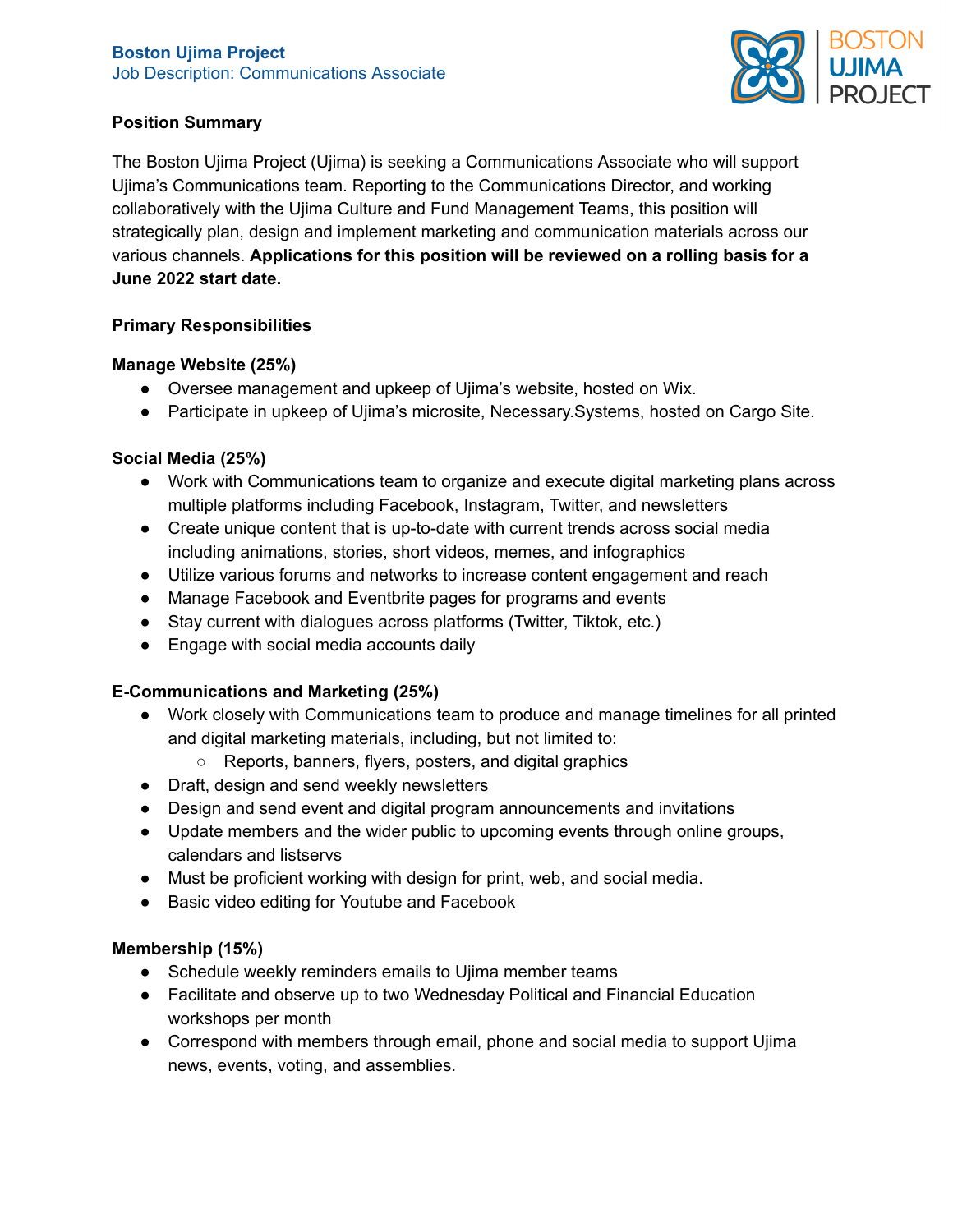**Boston Ujima Project**
Job Description: Communications Associate

BOSTON UJIMA PROJECT

**Position Summary**

The Boston Ujima Project (Ujima) is seeking a Communications Associate who will support Ujima's Communications team. Reporting to the Communications Director, and working collaboratively with the Ujima Culture and Fund Management Teams, this position will strategically plan, design and implement marketing and communication materials across our various channels. **Applications for this position will be reviewed on a rolling basis for a June 2022 start date.**

**Primary Responsibilities**

**Manage Website (25%)**

- Oversee management and upkeep of Ujima's website, hosted on Wix.
- Participate in upkeep of Ujima's microsite, Necessary.Systems, hosted on Cargo Site.

**Social Media (25%)**

- Work with Communications team to organize and execute digital marketing plans across multiple platforms including Facebook, Instagram, Twitter, and newsletters
- Create unique content that is up-to-date with current trends across social media including animations, stories, short videos, memes, and infographics
- Utilize various forums and networks to increase content engagement and reach
- Manage Facebook and Eventbrite pages for programs and events
- Stay current with dialogues across platforms (Twitter, Tiktok, etc.)
- Engage with social media accounts daily

**E-Communications and Marketing (25%)**

- Work closely with Communications team to produce and manage timelines for all printed and digital marketing materials, including, but not limited to:
  - Reports, banners, flyers, posters, and digital graphics
- Draft, design and send weekly newsletters
- Design and send event and digital program announcements and invitations
- Update members and the wider public to upcoming events through online groups, calendars and listservs
- Must be proficient working with design for print, web, and social media.
- Basic video editing for Youtube and Facebook

**Membership (15%)**

- Schedule weekly reminders emails to Ujima member teams
- Facilitate and observe up to two Wednesday Political and Financial Education workshops per month
- Correspond with members through email, phone and social media to support Ujima news, events, voting, and assemblies.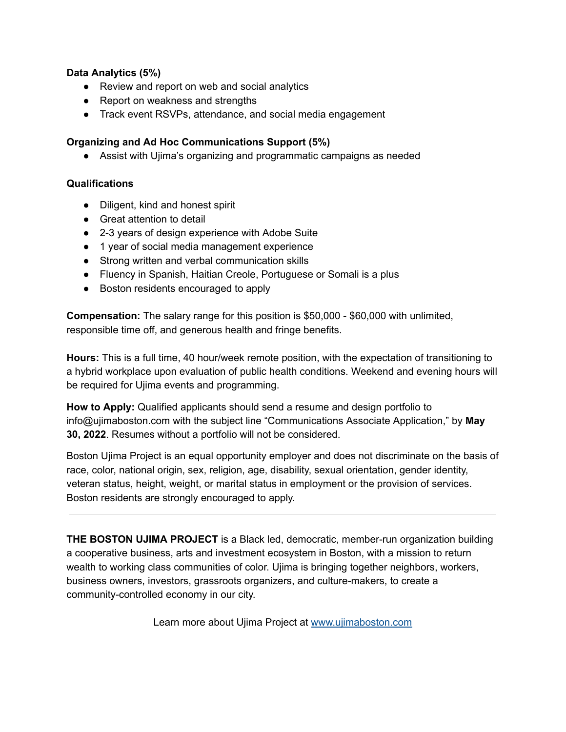**Data Analytics (5%)**

- Review and report on web and social analytics
- Report on weakness and strengths
- Track event RSVPs, attendance, and social media engagement

**Organizing and Ad Hoc Communications Support (5%)**

- Assist with Ujima's organizing and programmatic campaigns as needed

**Qualifications**

- Diligent, kind and honest spirit
- Great attention to detail
- 2-3 years of design experience with Adobe Suite
- 1 year of social media management experience
- Strong written and verbal communication skills
- Fluency in Spanish, Haitian Creole, Portuguese or Somali is a plus
- Boston residents encouraged to apply

**Compensation:** The salary range for this position is $50,000 - $60,000 with unlimited, responsible time off, and generous health and fringe benefits.

**Hours:** This is a full time, 40 hour/week remote position, with the expectation of transitioning to a hybrid workplace upon evaluation of public health conditions. Weekend and evening hours will be required for Ujima events and programming.

**How to Apply:** Qualified applicants should send a resume and design portfolio to info@ujimaboston.com with the subject line "Communications Associate Application," by **May 30, 2022**. Resumes without a portfolio will not be considered.

Boston Ujima Project is an equal opportunity employer and does not discriminate on the basis of race, color, national origin, sex, religion, age, disability, sexual orientation, gender identity, veteran status, height, weight, or marital status in employment or the provision of services. Boston residents are strongly encouraged to apply.

---

**THE BOSTON UJIMA PROJECT** is a Black led, democratic, member-run organization building a cooperative business, arts and investment ecosystem in Boston, with a mission to return wealth to working class communities of color. Ujima is bringing together neighbors, workers, business owners, investors, grassroots organizers, and culture-makers, to create a community-controlled economy in our city.

Learn more about Ujima Project at [www.ujimaboston.com](http://www.ujimaboston.com)